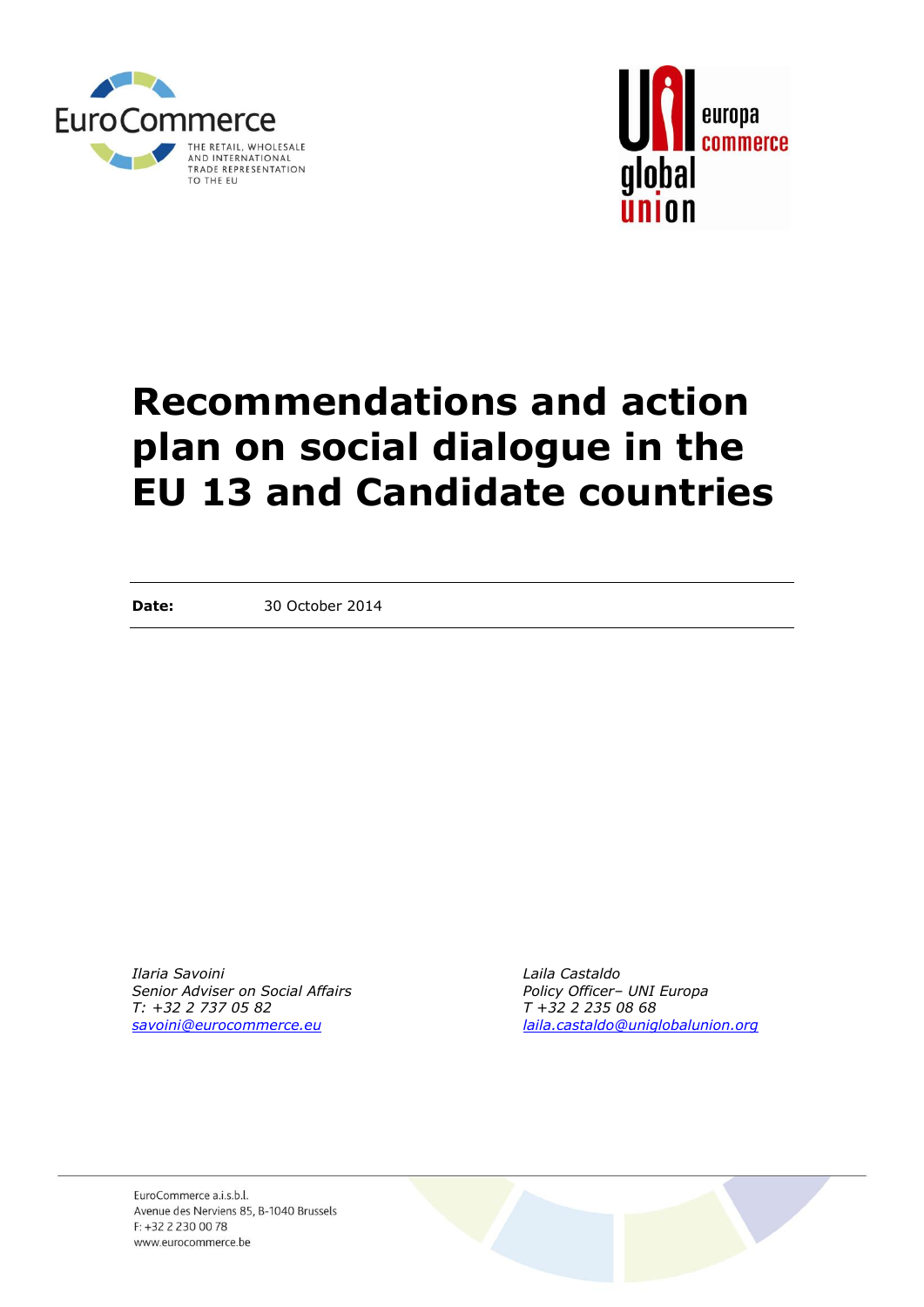EuroCommerce

THE RETAIL, WHOLESALE AND INTERNATIONAL TRADE REPRESENTATION TO THE EU

UNI global union europa commerce

# Recommendations and action plan on social dialogue in the EU 13 and Candidate countries

**Date:** 30 October 2014

*Ilaria Savoini*
*Senior Adviser on Social Affairs*
*T: +32 2 737 05 82*
*savoini@eurocommerce.eu*

*Laila Castaldo*
*Policy Officer– UNI Europa*
*T +32 2 235 08 68*
*laila.castaldo@uniglobalunion.org*

EuroCommerce a.i.s.b.l.
Avenue des Nerviens 85, B-1040 Brussels
F: +32 2 230 00 78
www.eurocommerce.be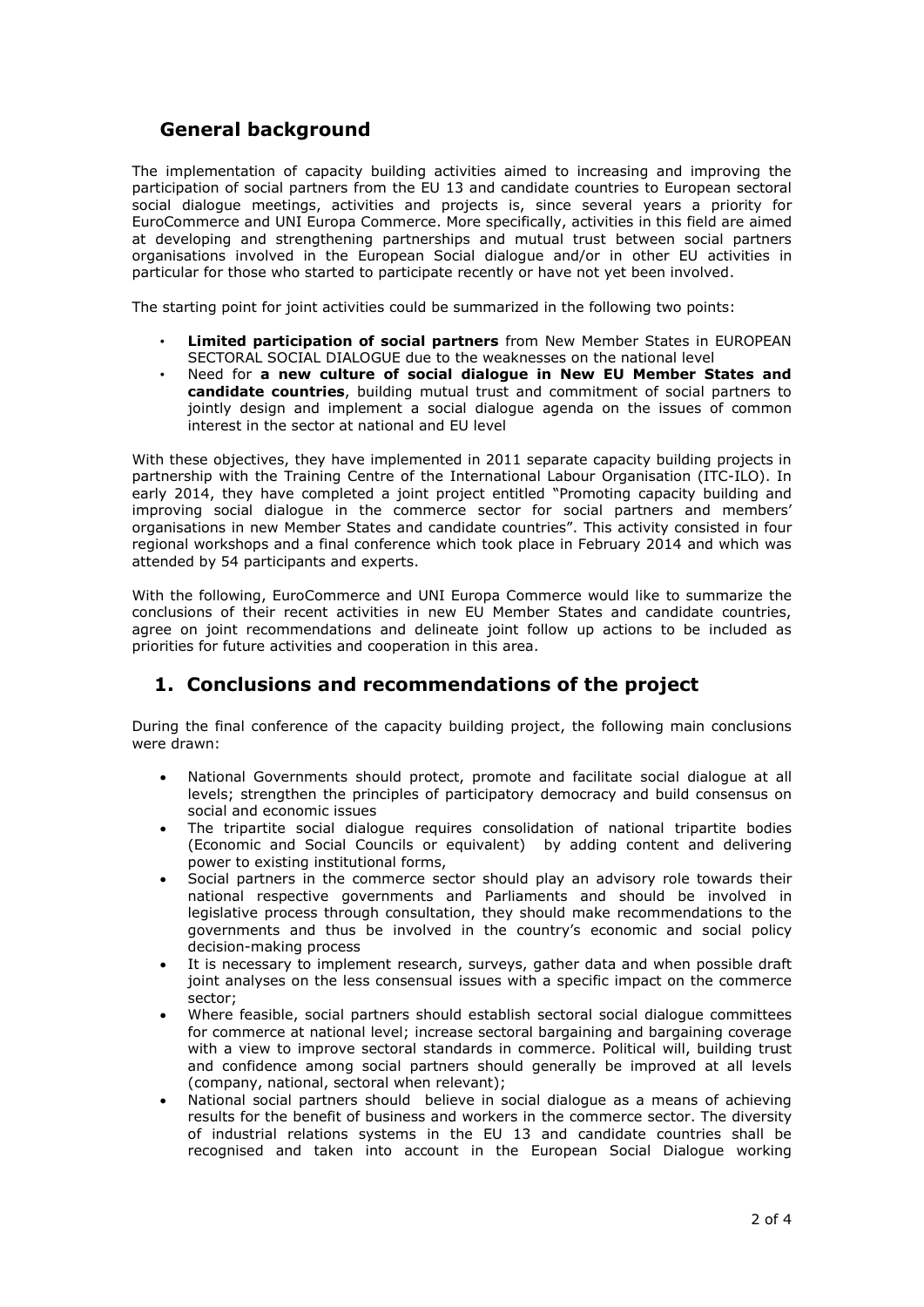## General background

The implementation of capacity building activities aimed to increasing and improving the participation of social partners from the EU 13 and candidate countries to European sectoral social dialogue meetings, activities and projects is, since several years a priority for EuroCommerce and UNI Europa Commerce. More specifically, activities in this field are aimed at developing and strengthening partnerships and mutual trust between social partners organisations involved in the European Social dialogue and/or in other EU activities in particular for those who started to participate recently or have not yet been involved.

The starting point for joint activities could be summarized in the following two points:

- **Limited participation of social partners** from New Member States in EUROPEAN SECTORAL SOCIAL DIALOGUE due to the weaknesses on the national level
- Need for **a new culture of social dialogue in New EU Member States and candidate countries**, building mutual trust and commitment of social partners to jointly design and implement a social dialogue agenda on the issues of common interest in the sector at national and EU level

With these objectives, they have implemented in 2011 separate capacity building projects in partnership with the Training Centre of the International Labour Organisation (ITC-ILO). In early 2014, they have completed a joint project entitled "Promoting capacity building and improving social dialogue in the commerce sector for social partners and members' organisations in new Member States and candidate countries". This activity consisted in four regional workshops and a final conference which took place in February 2014 and which was attended by 54 participants and experts.

With the following, EuroCommerce and UNI Europa Commerce would like to summarize the conclusions of their recent activities in new EU Member States and candidate countries, agree on joint recommendations and delineate joint follow up actions to be included as priorities for future activities and cooperation in this area.

## 1. Conclusions and recommendations of the project

During the final conference of the capacity building project, the following main conclusions were drawn:

- National Governments should protect, promote and facilitate social dialogue at all levels; strengthen the principles of participatory democracy and build consensus on social and economic issues
- The tripartite social dialogue requires consolidation of national tripartite bodies (Economic and Social Councils or equivalent) by adding content and delivering power to existing institutional forms,
- Social partners in the commerce sector should play an advisory role towards their national respective governments and Parliaments and should be involved in legislative process through consultation, they should make recommendations to the governments and thus be involved in the country's economic and social policy decision-making process
- It is necessary to implement research, surveys, gather data and when possible draft joint analyses on the less consensual issues with a specific impact on the commerce sector;
- Where feasible, social partners should establish sectoral social dialogue committees for commerce at national level; increase sectoral bargaining and bargaining coverage with a view to improve sectoral standards in commerce. Political will, building trust and confidence among social partners should generally be improved at all levels (company, national, sectoral when relevant);
- National social partners should believe in social dialogue as a means of achieving results for the benefit of business and workers in the commerce sector. The diversity of industrial relations systems in the EU 13 and candidate countries shall be recognised and taken into account in the European Social Dialogue working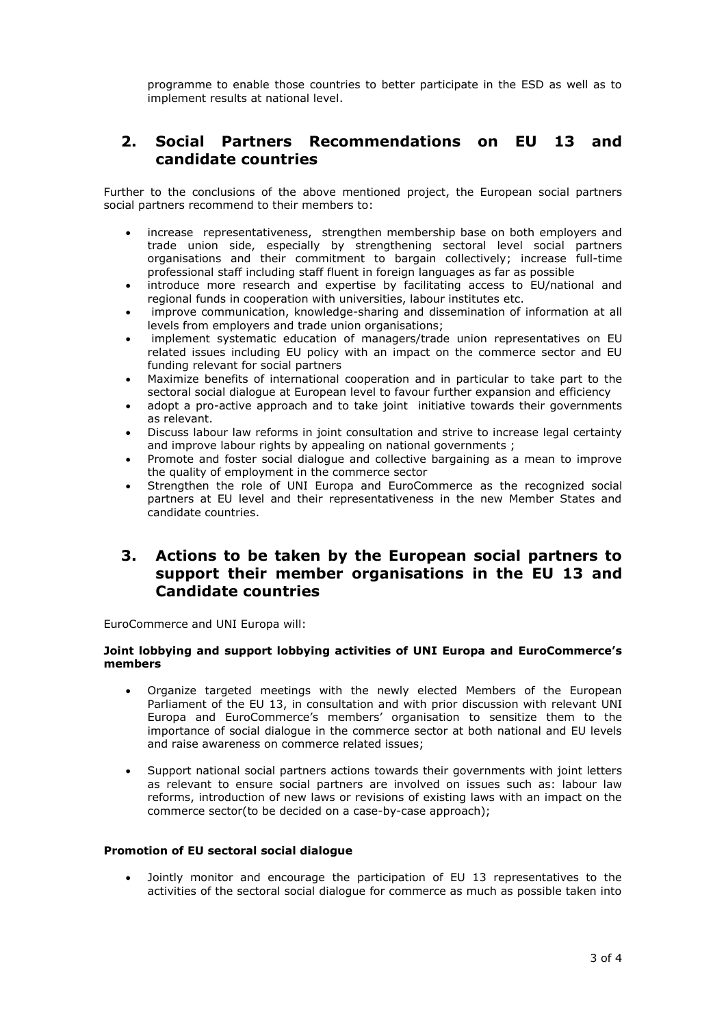programme to enable those countries to better participate in the ESD as well as to implement results at national level.

## 2. Social Partners Recommendations on EU 13 and candidate countries

Further to the conclusions of the above mentioned project, the European social partners social partners recommend to their members to:

- increase representativeness, strengthen membership base on both employers and trade union side, especially by strengthening sectoral level social partners organisations and their commitment to bargain collectively; increase full-time professional staff including staff fluent in foreign languages as far as possible
- introduce more research and expertise by facilitating access to EU/national and regional funds in cooperation with universities, labour institutes etc.
- improve communication, knowledge-sharing and dissemination of information at all levels from employers and trade union organisations;
- implement systematic education of managers/trade union representatives on EU related issues including EU policy with an impact on the commerce sector and EU funding relevant for social partners
- Maximize benefits of international cooperation and in particular to take part to the sectoral social dialogue at European level to favour further expansion and efficiency
- adopt a pro-active approach and to take joint initiative towards their governments as relevant.
- Discuss labour law reforms in joint consultation and strive to increase legal certainty and improve labour rights by appealing on national governments ;
- Promote and foster social dialogue and collective bargaining as a mean to improve the quality of employment in the commerce sector
- Strengthen the role of UNI Europa and EuroCommerce as the recognized social partners at EU level and their representativeness in the new Member States and candidate countries.

## 3. Actions to be taken by the European social partners to support their member organisations in the EU 13 and Candidate countries

EuroCommerce and UNI Europa will:

**Joint lobbying and support lobbying activities of UNI Europa and EuroCommerce's members**

- Organize targeted meetings with the newly elected Members of the European Parliament of the EU 13, in consultation and with prior discussion with relevant UNI Europa and EuroCommerce's members' organisation to sensitize them to the importance of social dialogue in the commerce sector at both national and EU levels and raise awareness on commerce related issues;

- Support national social partners actions towards their governments with joint letters as relevant to ensure social partners are involved on issues such as: labour law reforms, introduction of new laws or revisions of existing laws with an impact on the commerce sector(to be decided on a case-by-case approach);

**Promotion of EU sectoral social dialogue**

- Jointly monitor and encourage the participation of EU 13 representatives to the activities of the sectoral social dialogue for commerce as much as possible taken into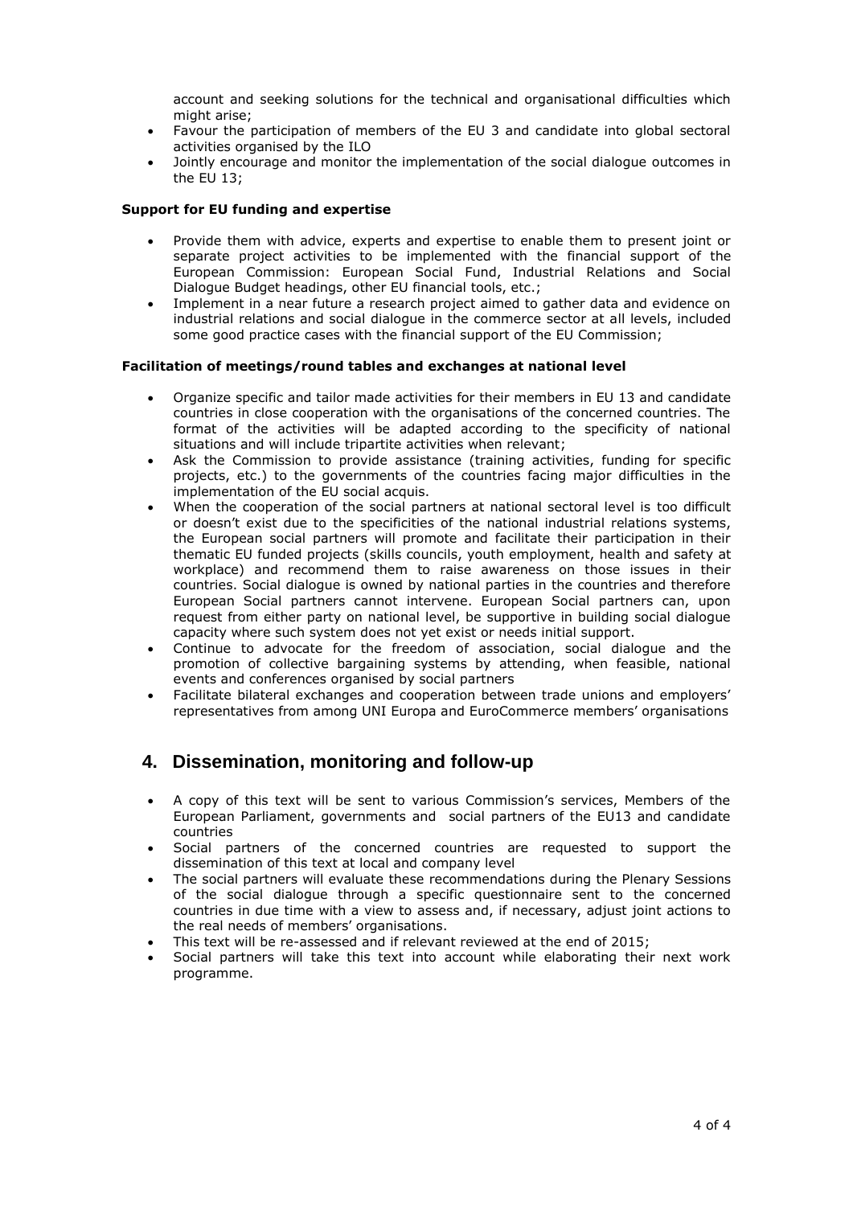account and seeking solutions for the technical and organisational difficulties which might arise;

- Favour the participation of members of the EU 3 and candidate into global sectoral activities organised by the ILO
- Jointly encourage and monitor the implementation of the social dialogue outcomes in the EU 13;

**Support for EU funding and expertise**

- Provide them with advice, experts and expertise to enable them to present joint or separate project activities to be implemented with the financial support of the European Commission: European Social Fund, Industrial Relations and Social Dialogue Budget headings, other EU financial tools, etc.;
- Implement in a near future a research project aimed to gather data and evidence on industrial relations and social dialogue in the commerce sector at all levels, included some good practice cases with the financial support of the EU Commission;

**Facilitation of meetings/round tables and exchanges at national level**

- Organize specific and tailor made activities for their members in EU 13 and candidate countries in close cooperation with the organisations of the concerned countries. The format of the activities will be adapted according to the specificity of national situations and will include tripartite activities when relevant;
- Ask the Commission to provide assistance (training activities, funding for specific projects, etc.) to the governments of the countries facing major difficulties in the implementation of the EU social acquis.
- When the cooperation of the social partners at national sectoral level is too difficult or doesn't exist due to the specificities of the national industrial relations systems, the European social partners will promote and facilitate their participation in their thematic EU funded projects (skills councils, youth employment, health and safety at workplace) and recommend them to raise awareness on those issues in their countries. Social dialogue is owned by national parties in the countries and therefore European Social partners cannot intervene. European Social partners can, upon request from either party on national level, be supportive in building social dialogue capacity where such system does not yet exist or needs initial support.
- Continue to advocate for the freedom of association, social dialogue and the promotion of collective bargaining systems by attending, when feasible, national events and conferences organised by social partners
- Facilitate bilateral exchanges and cooperation between trade unions and employers' representatives from among UNI Europa and EuroCommerce members' organisations

## 4. Dissemination, monitoring and follow-up

- A copy of this text will be sent to various Commission's services, Members of the European Parliament, governments and social partners of the EU13 and candidate countries
- Social partners of the concerned countries are requested to support the dissemination of this text at local and company level
- The social partners will evaluate these recommendations during the Plenary Sessions of the social dialogue through a specific questionnaire sent to the concerned countries in due time with a view to assess and, if necessary, adjust joint actions to the real needs of members' organisations.
- This text will be re-assessed and if relevant reviewed at the end of 2015;
- Social partners will take this text into account while elaborating their next work programme.